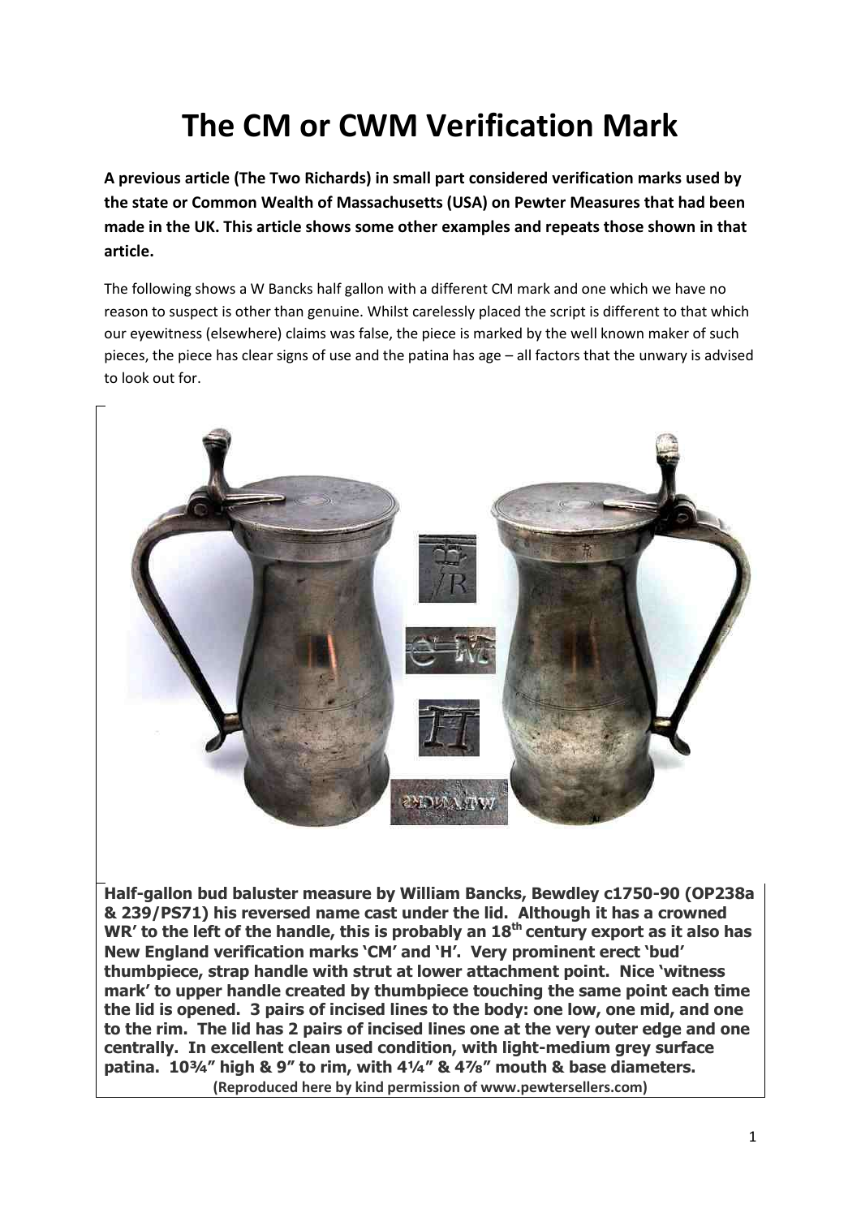# The CM or CWM Verification Mark

**A previous article (The Two Richards) in small part considered verification marks used by the state or Common Wealth of Massachusetts (USA) on Pewter Measures that had been made in the UK. This article shows some other examples and repeats those shown in that article.**

The following shows a W Bancks half gallon with a different CM mark and one which we have no reason to suspect is other than genuine. Whilst carelessly placed the script is different to that which our eyewitness (elsewhere) claims was false, the piece is marked by the well known maker of such pieces, the piece has clear signs of use and the patina has age – all factors that the unwary is advised to look out for.

**Half-gallon bud baluster measure by William Bancks, Bewdley c1750-90 (OP238a & 239/PS71) his reversed name cast under the lid. Although it has a crowned WR' to the left of the handle, this is probably an 18th century export as it also has New England verification marks 'CM' and 'H'. Very prominent erect 'bud' thumbpiece, strap handle with strut at lower attachment point. Nice 'witness mark' to upper handle created by thumbpiece touching the same point each time the lid is opened. 3 pairs of incised lines to the body: one low, one mid, and one to the rim. The lid has 2 pairs of incised lines one at the very outer edge and one centrally. In excellent clean used condition, with light-medium grey surface patina. 10¾" high & 9" to rim, with 4¼" & 4⅞" mouth & base diameters.**

**(Reproduced here by kind permission of www.pewtersellers.com)**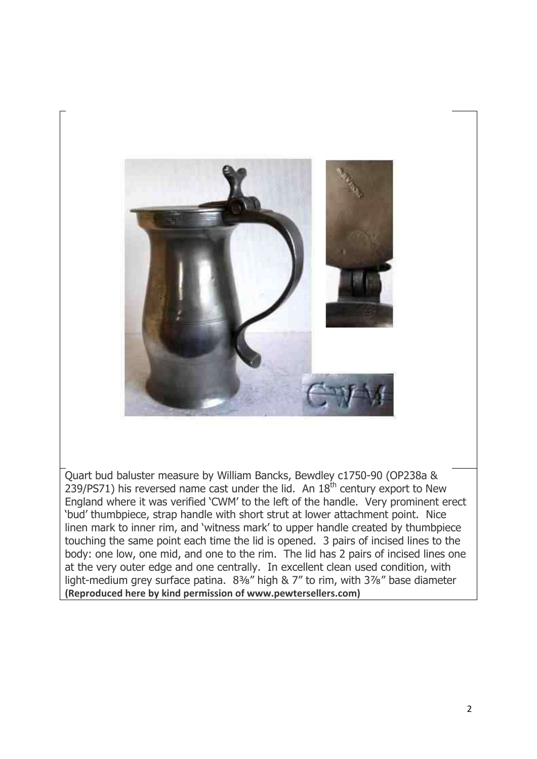Quart bud baluster measure by William Bancks, Bewdley c1750-90 (OP238a & 239/PS71) his reversed name cast under the lid. An 18th century export to New England where it was verified 'CWM' to the left of the handle. Very prominent erect 'bud' thumbpiece, strap handle with short strut at lower attachment point. Nice linen mark to inner rim, and 'witness mark' to upper handle created by thumbpiece touching the same point each time the lid is opened. 3 pairs of incised lines to the body: one low, one mid, and one to the rim. The lid has 2 pairs of incised lines one at the very outer edge and one centrally. In excellent clean used condition, with light-medium grey surface patina. 8⅜" high & 7" to rim, with 3⅞" base diameter
**(Reproduced here by kind permission of www.pewtersellers.com)**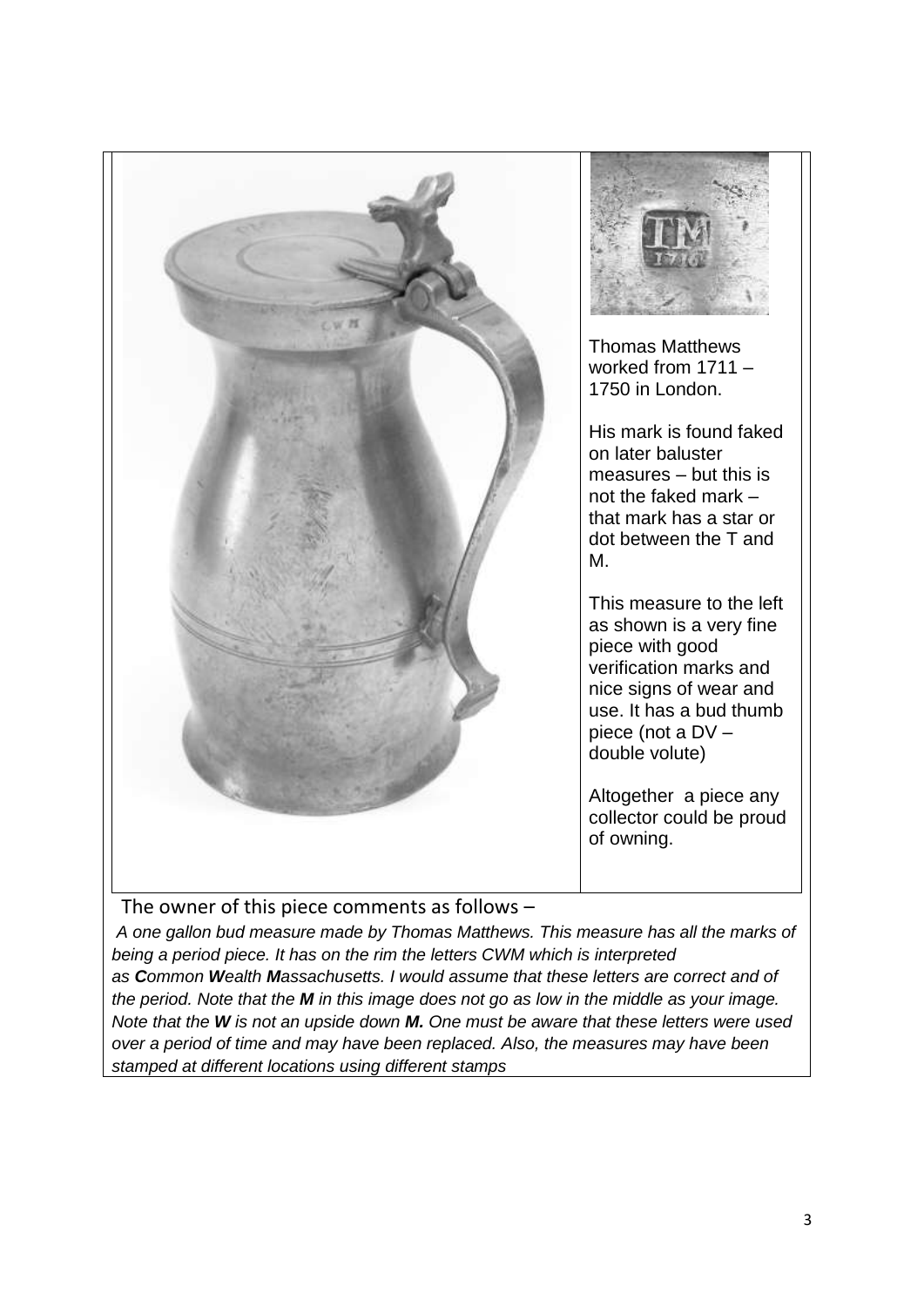Thomas Matthews worked from 1711 – 1750 in London.

His mark is found faked on later baluster measures – but this is not the faked mark – that mark has a star or dot between the T and M.

This measure to the left as shown is a very fine piece with good verification marks and nice signs of wear and use. It has a bud thumb piece (not a DV – double volute)

Altogether a piece any collector could be proud of owning.

The owner of this piece comments as follows –

*A one gallon bud measure made by Thomas Matthews. This measure has all the marks of being a period piece. It has on the rim the letters CWM which is interpreted as **C**ommon **W**ealth **M**assachusetts. I would assume that these letters are correct and of the period. Note that the **M** in this image does not go as low in the middle as your image. Note that the **W** is not an upside down **M.** One must be aware that these letters were used over a period of time and may have been replaced. Also, the measures may have been stamped at different locations using different stamps*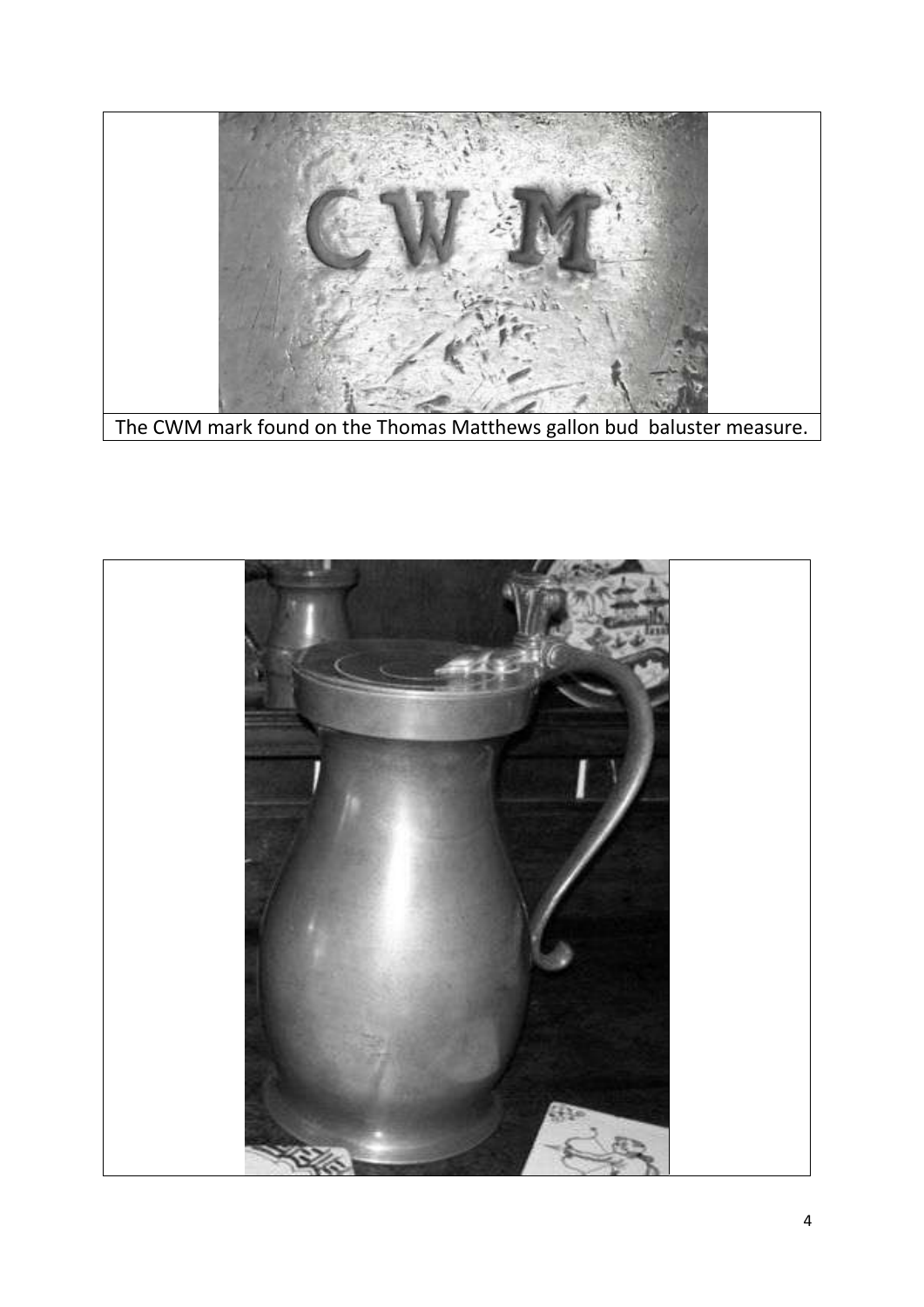The CWM mark found on the Thomas Matthews gallon bud  baluster measure.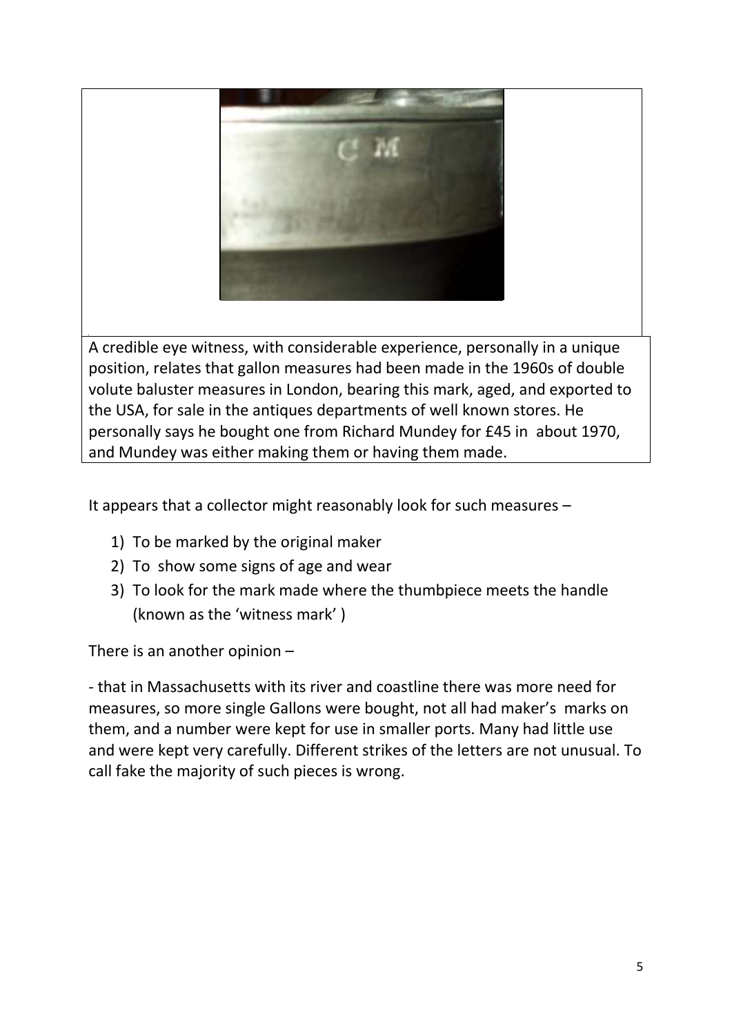A credible eye witness, with considerable experience, personally in a unique position, relates that gallon measures had been made in the 1960s of double volute baluster measures in London, bearing this mark, aged, and exported to the USA, for sale in the antiques departments of well known stores. He personally says he bought one from Richard Mundey for £45 in about 1970, and Mundey was either making them or having them made.

It appears that a collector might reasonably look for such measures –

1) To be marked by the original maker
2) To show some signs of age and wear
3) To look for the mark made where the thumbpiece meets the handle (known as the 'witness mark' )

There is an another opinion –

- that in Massachusetts with its river and coastline there was more need for measures, so more single Gallons were bought, not all had maker's marks on them, and a number were kept for use in smaller ports. Many had little use and were kept very carefully. Different strikes of the letters are not unusual. To call fake the majority of such pieces is wrong.